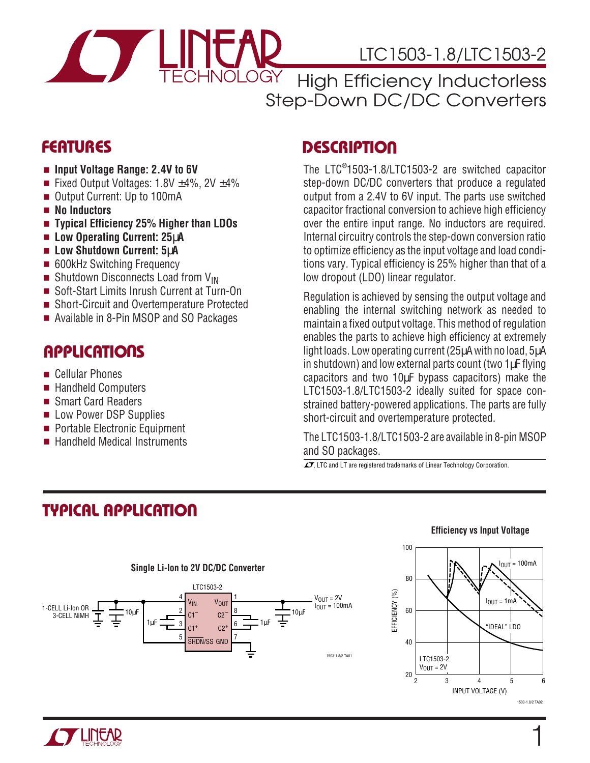# LTC1503-1.8/LTC1503-2

## High Efficiency Inductorless Step-Down DC/DC Converters

## FEATURES

- **Input Voltage Range: 2.4V to 6V**
- Fixed Output Voltages: 1.8V ±4%, 2V ±4%
- Output Current: Up to 100mA
- **No Inductors**
- **Typical Efficiency 25% Higher than LDOs**
- **Low Operating Current: 25μA**
- **Low Shutdown Current: 5μA**
- 600kHz Switching Frequency
- Shutdown Disconnects Load from $V_{IN}$
- Soft-Start Limits Inrush Current at Turn-On
- Short-Circuit and Overtemperature Protected
- Available in 8-Pin MSOP and SO Packages

## APPLICATIONS

- Cellular Phones
- Handheld Computers
- Smart Card Readers
- Low Power DSP Supplies
- Portable Electronic Equipment
- Handheld Medical Instruments

## DESCRIPTION

The LTC®1503-1.8/LTC1503-2 are switched capacitor step-down DC/DC converters that produce a regulated output from a 2.4V to 6V input. The parts use switched capacitor fractional conversion to achieve high efficiency over the entire input range. No inductors are required. Internal circuitry controls the step-down conversion ratio to optimize efficiency as the input voltage and load conditions vary. Typical efficiency is 25% higher than that of a low dropout (LDO) linear regulator.

Regulation is achieved by sensing the output voltage and enabling the internal switching network as needed to maintain a fixed output voltage. This method of regulation enables the parts to achieve high efficiency at extremely light loads. Low operating current (25μA with no load, 5μA in shutdown) and low external parts count (two 1μF flying capacitors and two 10μF bypass capacitors) make the LTC1503-1.8/LTC1503-2 ideally suited for space constrained battery-powered applications. The parts are fully short-circuit and overtemperature protected.

The LTC1503-1.8/LTC1503-2 are available in 8-pin MSOP and SO packages.

LT, LTC and LT are registered trademarks of Linear Technology Corporation.

## TYPICAL APPLICATION

**Single Li-Ion to 2V DC/DC Converter**

**Efficiency vs Input Voltage**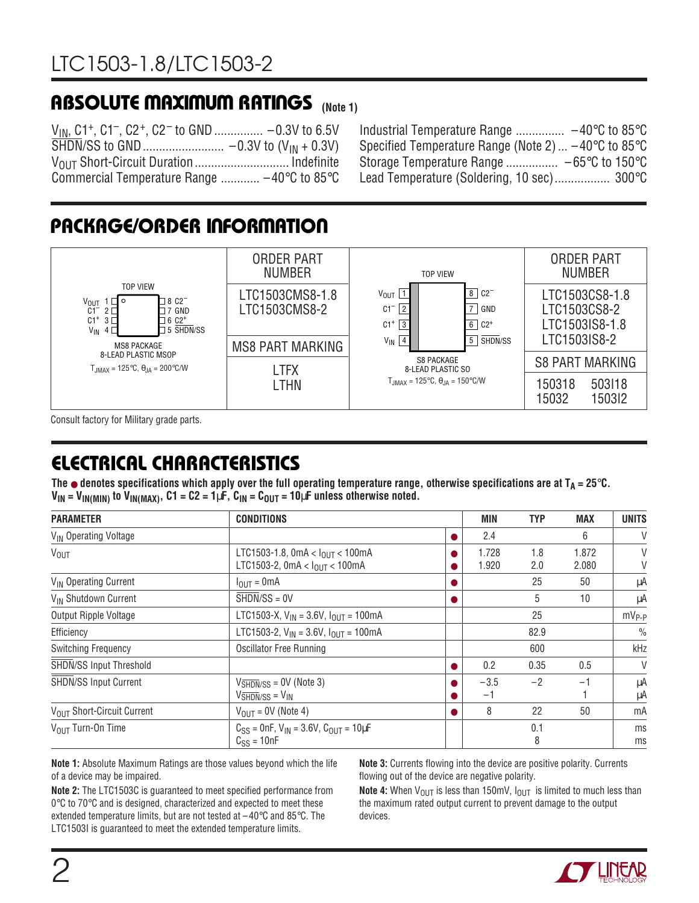## ABSOLUTE MAXIMUM RATINGS (Note 1)

$V_{IN}$, $C1^+$, $C1^-$, $C2^+$, $C2^-$ to GND ............... −0.3V to 6.5V
SHDN/SS to GND ......................... −0.3V to ($V_{IN}$ + 0.3V)
$V_{OUT}$ Short-Circuit Duration ............................ Indefinite
Commercial Temperature Range ............ −40°C to 85°C
Industrial Temperature Range ............... −40°C to 85°C
Specified Temperature Range (Note 2) ... −40°C to 85°C
Storage Temperature Range ................ −65°C to 150°C
Lead Temperature (Soldering, 10 sec)................. 300°C

## PACKAGE/ORDER INFORMATION

| TOP VIEW | ORDER PART NUMBER | TOP VIEW | ORDER PART NUMBER |
|---|---|---|---|
| $V_{OUT}$ 1, $C1^-$ 2, $C1^+$ 3, $V_{IN}$ 4 / 8 $C2^-$, 7 GND, 6 $C2^+$, 5 SHDN/SS | LTC1503CMS8-1.8<br>LTC1503CMS8-2 | $V_{OUT}$ 1, $C1^-$ 2, $C1^+$ 3, $V_{IN}$ 4 / 8 $C2^-$, 7 GND, 6 $C2^+$, 5 SHDN/SS | LTC1503CS8-1.8<br>LTC1503CS8-2<br>LTC1503IS8-1.8<br>LTC1503IS8-2 |
| MS8 PACKAGE<br>8-LEAD PLASTIC MSOP<br>$T_{JMAX}$ = 125°C, $\theta_{JA}$ = 200°C/W | MS8 PART MARKING | S8 PACKAGE<br>8-LEAD PLASTIC SO<br>$T_{JMAX}$ = 125°C, $\theta_{JA}$ = 150°C/W | S8 PART MARKING |
| | LTFX<br>LTHN | | 150318 503I18<br>15032 1503I2 |

Consult factory for Military grade parts.

## ELECTRICAL CHARACTERISTICS

**The ● denotes specifications which apply over the full operating temperature range, otherwise specifications are at $T_A$ = 25°C. $V_{IN}$ = $V_{IN(MIN)}$ to $V_{IN(MAX)}$, C1 = C2 = 1µF, $C_{IN}$ = $C_{OUT}$ = 10µF unless otherwise noted.**

| PARAMETER | CONDITIONS | | MIN | TYP | MAX | UNITS |
|---|---|---|---|---|---|---|
| $V_{IN}$ Operating Voltage | | ● | 2.4 | | 6 | V |
| $V_{OUT}$ | LTC1503-1.8, 0mA < $I_{OUT}$ < 100mA<br>LTC1503-2, 0mA < $I_{OUT}$ < 100mA | ●<br>● | 1.728<br>1.920 | 1.8<br>2.0 | 1.872<br>2.080 | V<br>V |
| $V_{IN}$ Operating Current | $I_{OUT}$ = 0mA | ● | | 25 | 50 | µA |
| $V_{IN}$ Shutdown Current | SHDN/SS = 0V | ● | | 5 | 10 | µA |
| Output Ripple Voltage | LTC1503-X, $V_{IN}$ = 3.6V, $I_{OUT}$ = 100mA | | | 25 | | $mV_{P-P}$ |
| Efficiency | LTC1503-2, $V_{IN}$ = 3.6V, $I_{OUT}$ = 100mA | | | 82.9 | | % |
| Switching Frequency | Oscillator Free Running | | | 600 | | kHz |
| SHDN/SS Input Threshold | | ● | 0.2 | 0.35 | 0.5 | V |
| SHDN/SS Input Current | $V_{SHDN/SS}$ = 0V (Note 3)<br>$V_{SHDN/SS}$ = $V_{IN}$ | ●<br>● | −3.5<br>−1 | −2 | −1<br>1 | µA<br>µA |
| $V_{OUT}$ Short-Circuit Current | $V_{OUT}$ = 0V (Note 4) | ● | 8 | 22 | 50 | mA |
| $V_{OUT}$ Turn-On Time | $C_{SS}$ = 0nF, $V_{IN}$ = 3.6V, $C_{OUT}$ = 10µF<br>$C_{SS}$ = 10nF | | | 0.1<br>8 | | ms<br>ms |

**Note 1:** Absolute Maximum Ratings are those values beyond which the life of a device may be impaired.

**Note 2:** The LTC1503C is guaranteed to meet specified performance from 0°C to 70°C and is designed, characterized and expected to meet these extended temperature limits, but are not tested at −40°C and 85°C. The LTC1503I is guaranteed to meet the extended temperature limits.

**Note 3:** Currents flowing into the device are positive polarity. Currents flowing out of the device are negative polarity.

**Note 4:** When $V_{OUT}$ is less than 150mV, $I_{OUT}$ is limited to much less than the maximum rated output current to prevent damage to the output devices.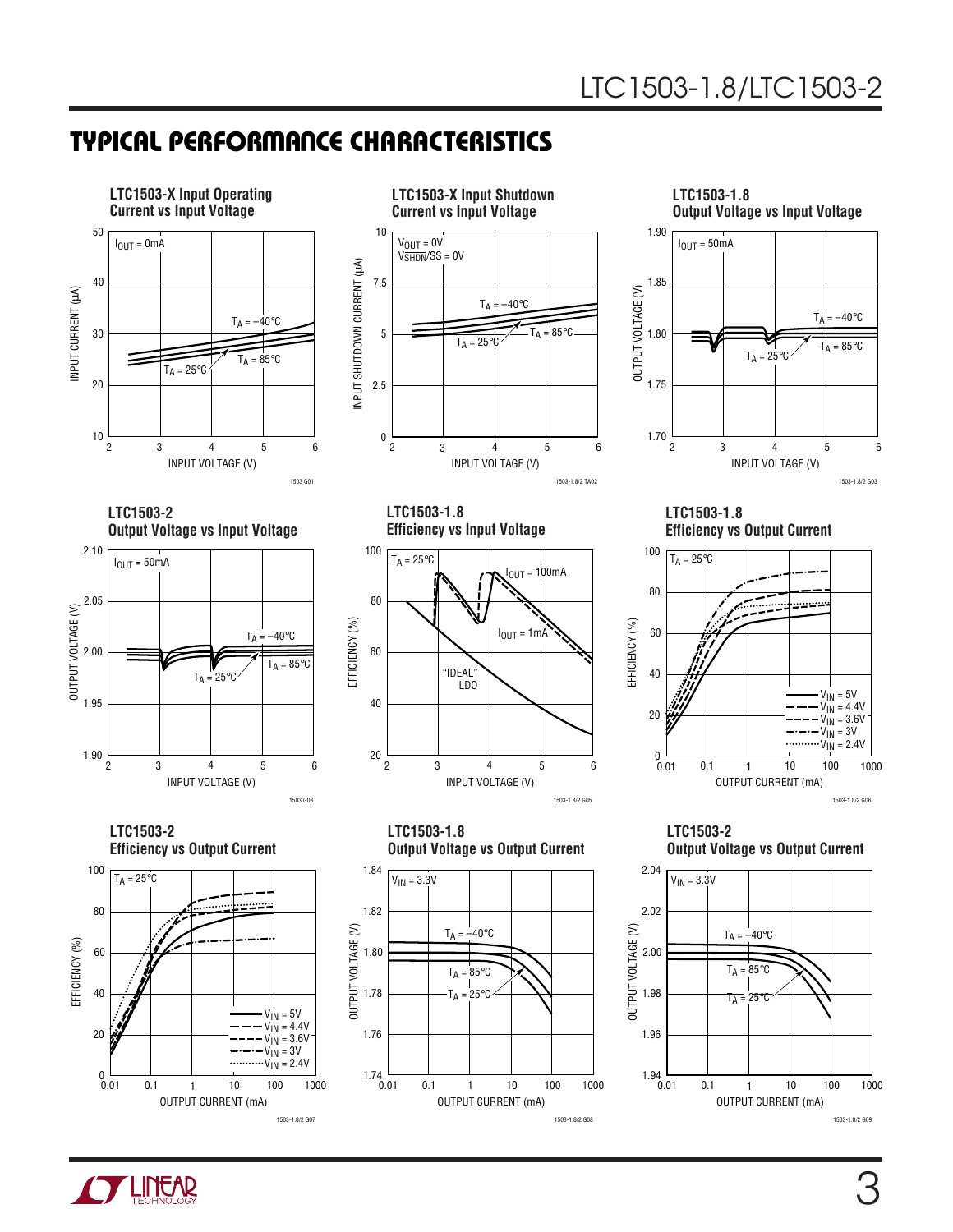## TYPICAL PERFORMANCE CHARACTERISTICS

**LTC1503-X Input Operating Current vs Input Voltage**

$I_{OUT}$ = 0mA

INPUT CURRENT (µA) vs INPUT VOLTAGE (V)

$T_A$ = –40°C, $T_A$ = 25°C, $T_A$ = 85°C

1503 G01

**LTC1503-X Input Shutdown Current vs Input Voltage**

$V_{OUT}$ = 0V
$V_{\overline{SHDN}}/SS$ = 0V

INPUT SHUTDOWN CURRENT (µA) vs INPUT VOLTAGE (V)

$T_A$ = –40°C, $T_A$ = 25°C, $T_A$ = 85°C

1503-1.8/2 TA02

**LTC1503-1.8 Output Voltage vs Input Voltage**

$I_{OUT}$ = 50mA

OUTPUT VOLTAGE (V) vs INPUT VOLTAGE (V)

$T_A$ = –40°C, $T_A$ = 25°C, $T_A$ = 85°C

1503-1.8/2 G03

**LTC1503-2 Output Voltage vs Input Voltage**

$I_{OUT}$ = 50mA

OUTPUT VOLTAGE (V) vs INPUT VOLTAGE (V)

$T_A$ = –40°C, $T_A$ = 25°C, $T_A$ = 85°C

1503 G03

**LTC1503-1.8 Efficiency vs Input Voltage**

$T_A$ = 25°C

EFFICIENCY (%) vs INPUT VOLTAGE (V)

$I_{OUT}$ = 100mA, $I_{OUT}$ = 1mA, "IDEAL" LDO

1503-1.8/2 G05

**LTC1503-1.8 Efficiency vs Output Current**

$T_A$ = 25°C

EFFICIENCY (%) vs OUTPUT CURRENT (mA)

$V_{IN}$ = 5V, $V_{IN}$ = 4.4V, $V_{IN}$ = 3.6V, $V_{IN}$ = 3V, $V_{IN}$ = 2.4V

1503-1.8/2 G06

**LTC1503-2 Efficiency vs Output Current**

$T_A$ = 25°C

EFFICIENCY (%) vs OUTPUT CURRENT (mA)

$V_{IN}$ = 5V, $V_{IN}$ = 4.4V, $V_{IN}$ = 3.6V, $V_{IN}$ = 3V, $V_{IN}$ = 2.4V

1503-1.8/2 G07

**LTC1503-1.8 Output Voltage vs Output Current**

$V_{IN}$ = 3.3V

OUTPUT VOLTAGE (V) vs OUTPUT CURRENT (mA)

$T_A$ = –40°C, $T_A$ = 85°C, $T_A$ = 25°C

1503-1.8/2 G08

**LTC1503-2 Output Voltage vs Output Current**

$V_{IN}$ = 3.3V

OUTPUT VOLTAGE (V) vs OUTPUT CURRENT (mA)

$T_A$ = –40°C, $T_A$ = 85°C, $T_A$ = 25°C

1503-1.8/2 G09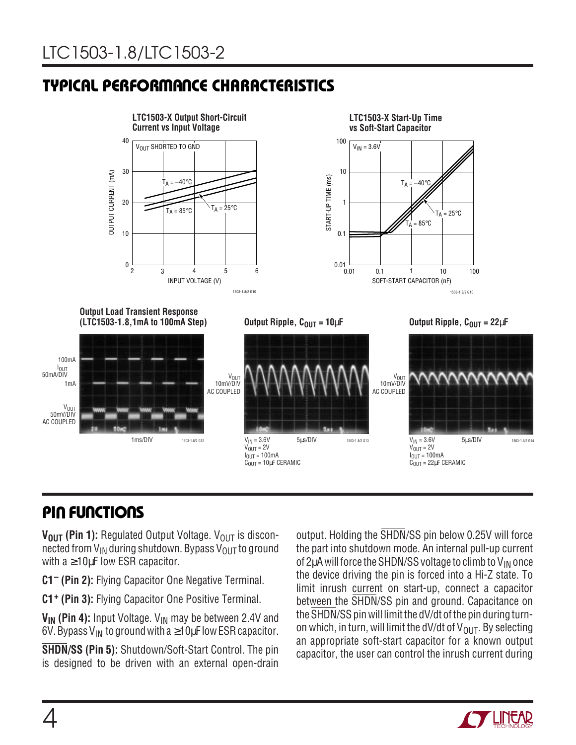## TYPICAL PERFORMANCE CHARACTERISTICS

**LTC1503-X Output Short-Circuit Current vs Input Voltage**

**LTC1503-X Start-Up Time vs Soft-Start Capacitor**

**Output Load Transient Response (LTC1503-1.8, 1mA to 100mA Step)**

**Output Ripple, $C_{OUT}$ = 10µF**

$V_{IN}$ = 3.6V
$V_{OUT}$ = 2V
$I_{OUT}$ = 100mA
$C_{OUT}$ = 10µF CERAMIC

**Output Ripple, $C_{OUT}$ = 22µF**

$V_{IN}$ = 3.6V
$V_{OUT}$ = 2V
$I_{OUT}$ = 100mA
$C_{OUT}$ = 22µF CERAMIC

## PIN FUNCTIONS

**$V_{OUT}$ (Pin 1):** Regulated Output Voltage. $V_{OUT}$ is disconnected from $V_{IN}$ during shutdown. Bypass $V_{OUT}$ to ground with a ≥10µF low ESR capacitor.

**$C1^-$ (Pin 2):** Flying Capacitor One Negative Terminal.

**$C1^+$ (Pin 3):** Flying Capacitor One Positive Terminal.

**$V_{IN}$ (Pin 4):** Input Voltage. $V_{IN}$ may be between 2.4V and 6V. Bypass $V_{IN}$ to ground with a ≥10µF low ESR capacitor.

**$\overline{SHDN}$/SS (Pin 5):** Shutdown/Soft-Start Control. The pin is designed to be driven with an external open-drain output. Holding the $\overline{SHDN}$/SS pin below 0.25V will force the part into shutdown mode. An internal pull-up current of 2µA will force the $\overline{SHDN}$/SS voltage to climb to $V_{IN}$ once the device driving the pin is forced into a Hi-Z state. To limit inrush current on start-up, connect a capacitor between the $\overline{SHDN}$/SS pin and ground. Capacitance on the $\overline{SHDN}$/SS pin will limit the dV/dt of the pin during turn-on which, in turn, will limit the dV/dt of $V_{OUT}$. By selecting an appropriate soft-start capacitor for a known output capacitor, the user can control the inrush current during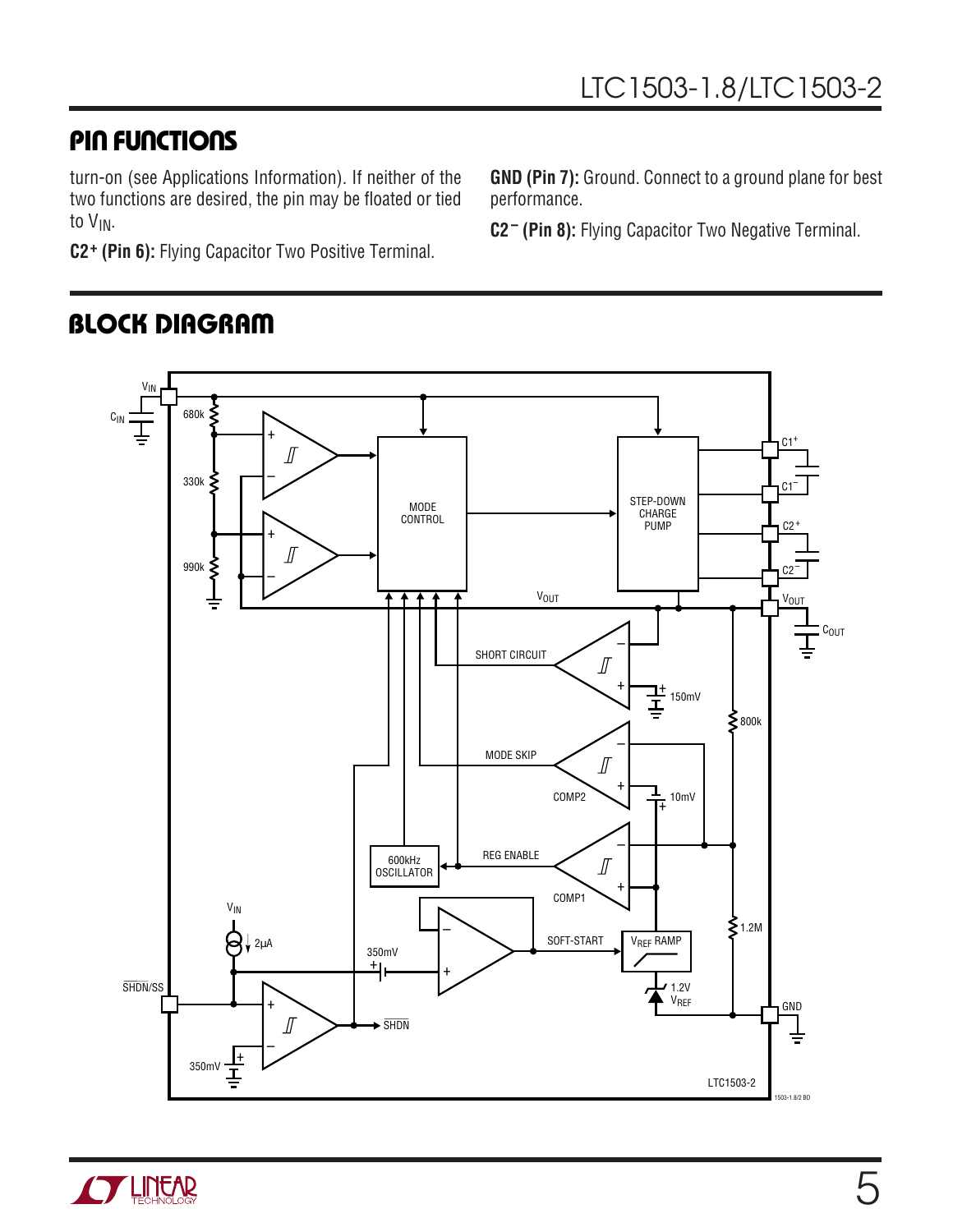## PIN FUNCTIONS

turn-on (see Applications Information). If neither of the two functions are desired, the pin may be floated or tied to $V_{IN}$.

**C2⁺ (Pin 6):** Flying Capacitor Two Positive Terminal.

**GND (Pin 7):** Ground. Connect to a ground plane for best performance.

**C2⁻ (Pin 8):** Flying Capacitor Two Negative Terminal.

## BLOCK DIAGRAM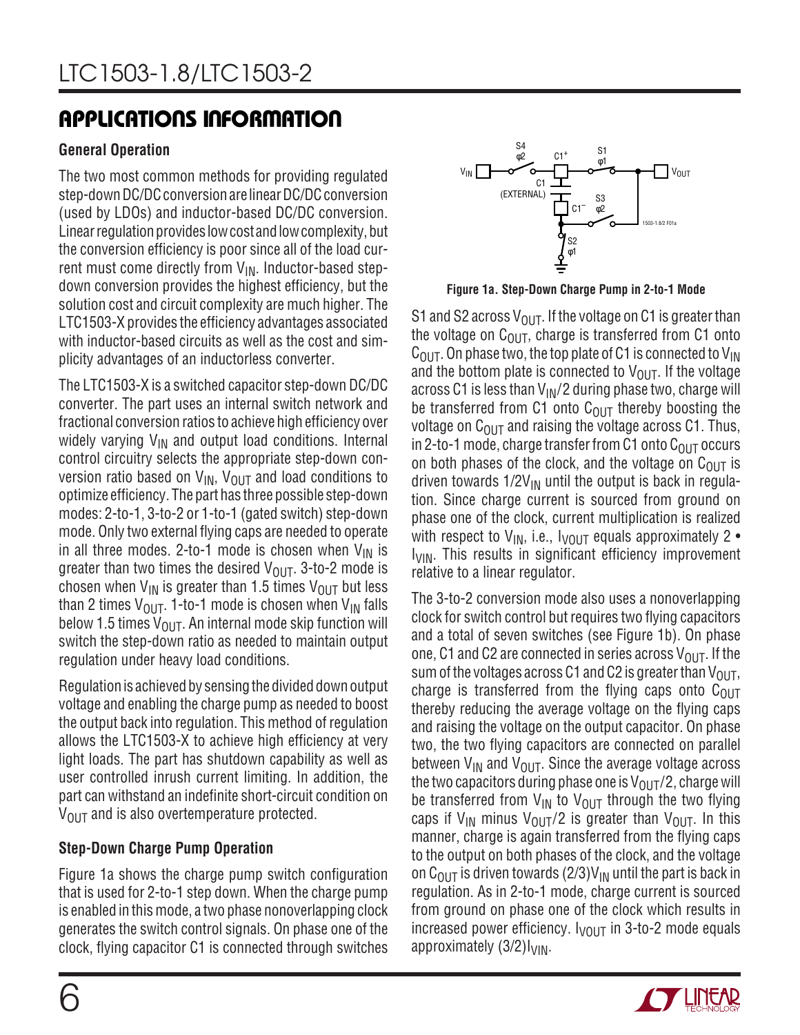## APPLICATIONS INFORMATION

### General Operation

The two most common methods for providing regulated step-down DC/DC conversion are linear DC/DC conversion (used by LDOs) and inductor-based DC/DC conversion. Linear regulation provides low cost and low complexity, but the conversion efficiency is poor since all of the load current must come directly from $V_{IN}$. Inductor-based step-down conversion provides the highest efficiency, but the solution cost and circuit complexity are much higher. The LTC1503-X provides the efficiency advantages associated with inductor-based circuits as well as the cost and simplicity advantages of an inductorless converter.

The LTC1503-X is a switched capacitor step-down DC/DC converter. The part uses an internal switch network and fractional conversion ratios to achieve high efficiency over widely varying $V_{IN}$ and output load conditions. Internal control circuitry selects the appropriate step-down conversion ratio based on $V_{IN}$, $V_{OUT}$ and load conditions to optimize efficiency. The part has three possible step-down modes: 2-to-1, 3-to-2 or 1-to-1 (gated switch) step-down mode. Only two external flying caps are needed to operate in all three modes. 2-to-1 mode is chosen when $V_{IN}$ is greater than two times the desired $V_{OUT}$. 3-to-2 mode is chosen when $V_{IN}$ is greater than 1.5 times $V_{OUT}$ but less than 2 times $V_{OUT}$. 1-to-1 mode is chosen when $V_{IN}$ falls below 1.5 times $V_{OUT}$. An internal mode skip function will switch the step-down ratio as needed to maintain output regulation under heavy load conditions.

Regulation is achieved by sensing the divided down output voltage and enabling the charge pump as needed to boost the output back into regulation. This method of regulation allows the LTC1503-X to achieve high efficiency at very light loads. The part has shutdown capability as well as user controlled inrush current limiting. In addition, the part can withstand an indefinite short-circuit condition on $V_{OUT}$ and is also overtemperature protected.

### Step-Down Charge Pump Operation

Figure 1a shows the charge pump switch configuration that is used for 2-to-1 step down. When the charge pump is enabled in this mode, a two phase nonoverlapping clock generates the switch control signals. On phase one of the clock, flying capacitor C1 is connected through switches S1 and S2 across $V_{OUT}$. If the voltage on C1 is greater than the voltage on $C_{OUT}$, charge is transferred from C1 onto $C_{OUT}$. On phase two, the top plate of C1 is connected to $V_{IN}$ and the bottom plate is connected to $V_{OUT}$. If the voltage across C1 is less than $V_{IN}/2$ during phase two, charge will be transferred from C1 onto $C_{OUT}$ thereby boosting the voltage on $C_{OUT}$ and raising the voltage across C1. Thus, in 2-to-1 mode, charge transfer from C1 onto $C_{OUT}$ occurs on both phases of the clock, and the voltage on $C_{OUT}$ is driven towards $1/2V_{IN}$ until the output is back in regulation. Since charge current is sourced from ground on phase one of the clock, current multiplication is realized with respect to $V_{IN}$, i.e., $I_{VOUT}$ equals approximately 2 • $I_{VIN}$. This results in significant efficiency improvement relative to a linear regulator.

Figure 1a. Step-Down Charge Pump in 2-to-1 Mode

The 3-to-2 conversion mode also uses a nonoverlapping clock for switch control but requires two flying capacitors and a total of seven switches (see Figure 1b). On phase one, C1 and C2 are connected in series across $V_{OUT}$. If the sum of the voltages across C1 and C2 is greater than $V_{OUT}$, charge is transferred from the flying caps onto $C_{OUT}$ thereby reducing the average voltage on the flying caps and raising the voltage on the output capacitor. On phase two, the two flying capacitors are connected on parallel between $V_{IN}$ and $V_{OUT}$. Since the average voltage across the two capacitors during phase one is $V_{OUT}/2$, charge will be transferred from $V_{IN}$ to $V_{OUT}$ through the two flying caps if $V_{IN}$ minus $V_{OUT}/2$ is greater than $V_{OUT}$. In this manner, charge is again transferred from the flying caps to the output on both phases of the clock, and the voltage on $C_{OUT}$ is driven towards $(2/3)V_{IN}$ until the part is back in regulation. As in 2-to-1 mode, charge current is sourced from ground on phase one of the clock which results in increased power efficiency. $I_{VOUT}$ in 3-to-2 mode equals approximately $(3/2)I_{VIN}$.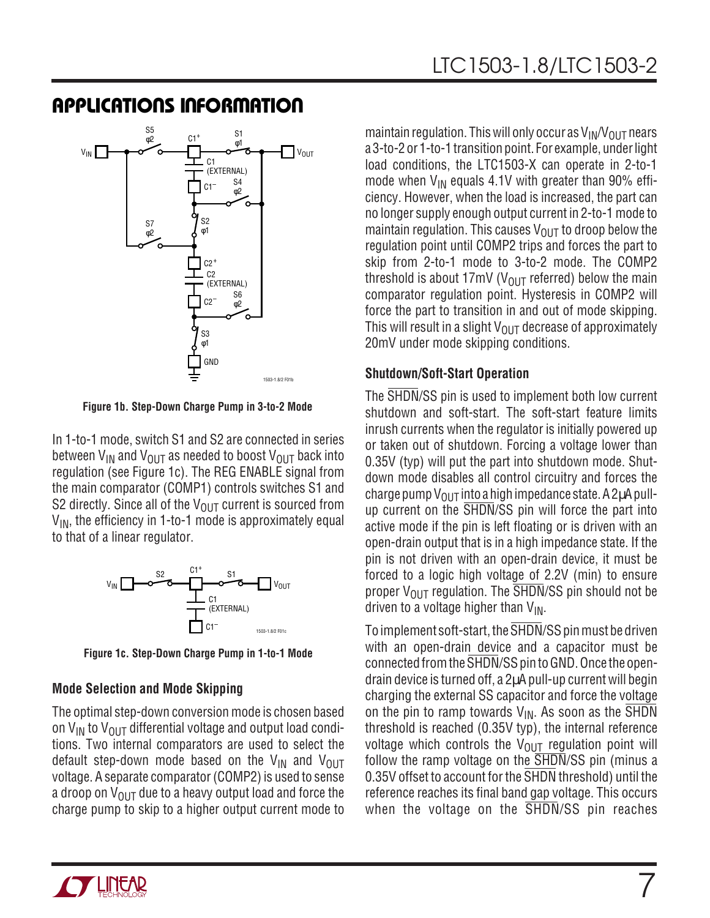## APPLICATIONS INFORMATION

Figure 1b. Step-Down Charge Pump in 3-to-2 Mode

In 1-to-1 mode, switch S1 and S2 are connected in series between $V_{IN}$ and $V_{OUT}$ as needed to boost $V_{OUT}$ back into regulation (see Figure 1c). The REG ENABLE signal from the main comparator (COMP1) controls switches S1 and S2 directly. Since all of the $V_{OUT}$ current is sourced from $V_{IN}$, the efficiency in 1-to-1 mode is approximately equal to that of a linear regulator.

Figure 1c. Step-Down Charge Pump in 1-to-1 Mode

### Mode Selection and Mode Skipping

The optimal step-down conversion mode is chosen based on $V_{IN}$ to $V_{OUT}$ differential voltage and output load conditions. Two internal comparators are used to select the default step-down mode based on the $V_{IN}$ and $V_{OUT}$ voltage. A separate comparator (COMP2) is used to sense a droop on $V_{OUT}$ due to a heavy output load and force the charge pump to skip to a higher output current mode to maintain regulation. This will only occur as $V_{IN}/V_{OUT}$ nears a 3-to-2 or 1-to-1 transition point. For example, under light load conditions, the LTC1503-X can operate in 2-to-1 mode when $V_{IN}$ equals 4.1V with greater than 90% efficiency. However, when the load is increased, the part can no longer supply enough output current in 2-to-1 mode to maintain regulation. This causes $V_{OUT}$ to droop below the regulation point until COMP2 trips and forces the part to skip from 2-to-1 mode to 3-to-2 mode. The COMP2 threshold is about 17mV ($V_{OUT}$ referred) below the main comparator regulation point. Hysteresis in COMP2 will force the part to transition in and out of mode skipping. This will result in a slight $V_{OUT}$ decrease of approximately 20mV under mode skipping conditions.

### Shutdown/Soft-Start Operation

The $\overline{SHDN}$/SS pin is used to implement both low current shutdown and soft-start. The soft-start feature limits inrush currents when the regulator is initially powered up or taken out of shutdown. Forcing a voltage lower than 0.35V (typ) will put the part into shutdown mode. Shutdown mode disables all control circuitry and forces the charge pump $V_{OUT}$ into a high impedance state. A 2μA pull-up current on the $\overline{SHDN}$/SS pin will force the part into active mode if the pin is left floating or is driven with an open-drain output that is in a high impedance state. If the pin is not driven with an open-drain device, it must be forced to a logic high voltage of 2.2V (min) to ensure proper $V_{OUT}$ regulation. The $\overline{SHDN}$/SS pin should not be driven to a voltage higher than $V_{IN}$.

To implement soft-start, the $\overline{SHDN}$/SS pin must be driven with an open-drain device and a capacitor must be connected from the $\overline{SHDN}$/SS pin to GND. Once the open-drain device is turned off, a 2μA pull-up current will begin charging the external SS capacitor and force the voltage on the pin to ramp towards $V_{IN}$. As soon as the $\overline{SHDN}$ threshold is reached (0.35V typ), the internal reference voltage which controls the $V_{OUT}$ regulation point will follow the ramp voltage on the $\overline{SHDN}$/SS pin (minus a 0.35V offset to account for the $\overline{SHDN}$ threshold) until the reference reaches its final band gap voltage. This occurs when the voltage on the $\overline{SHDN}$/SS pin reaches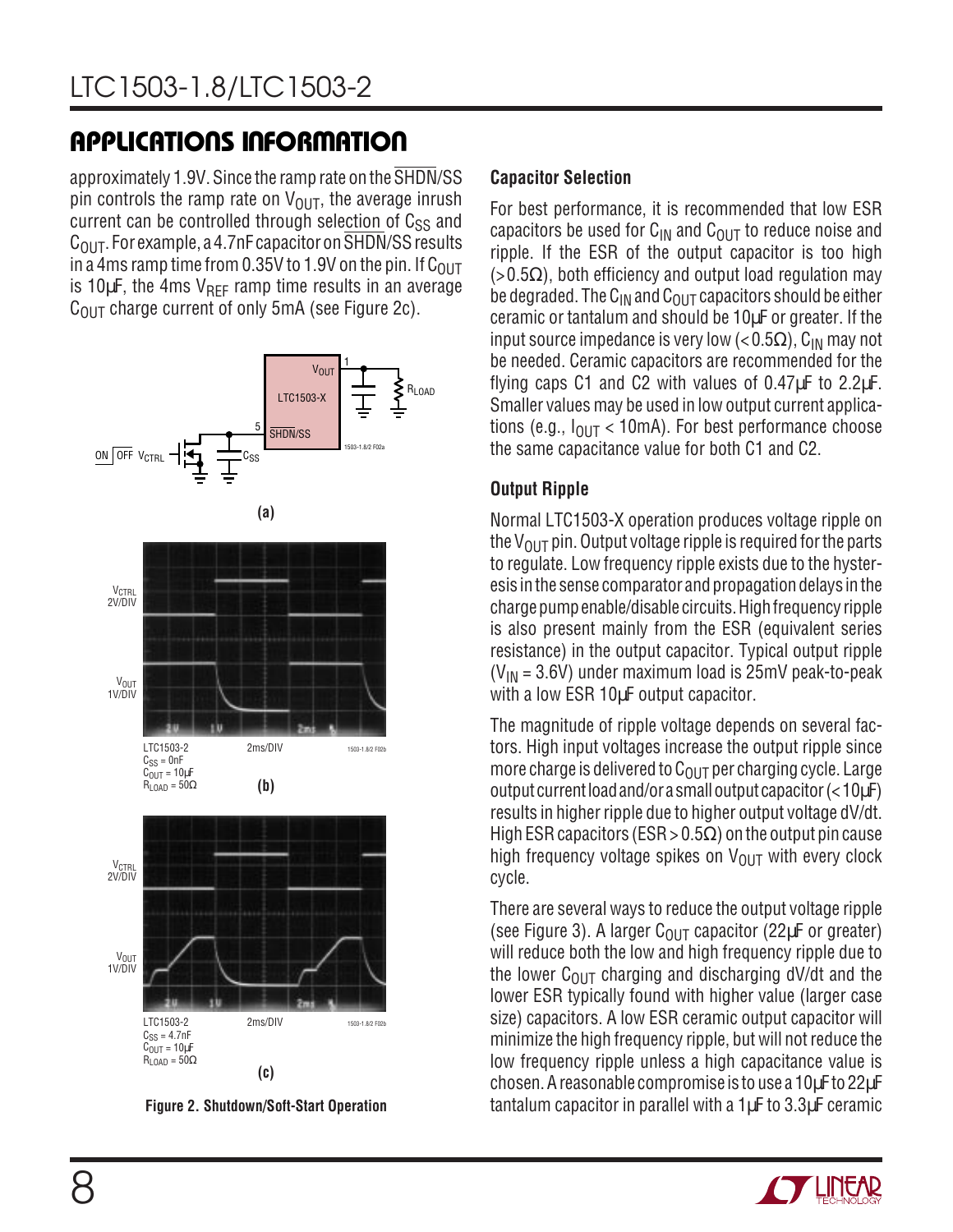## APPLICATIONS INFORMATION

approximately 1.9V. Since the ramp rate on the $\overline{SHDN}$/SS pin controls the ramp rate on $V_{OUT}$, the average inrush current can be controlled through selection of $C_{SS}$ and $C_{OUT}$. For example, a 4.7nF capacitor on $\overline{SHDN}$/SS results in a 4ms ramp time from 0.35V to 1.9V on the pin. If $C_{OUT}$ is 10µF, the 4ms $V_{REF}$ ramp time results in an average $C_{OUT}$ charge current of only 5mA (see Figure 2c).

(a)

LTC1503-2
$C_{SS}$ = 0nF
$C_{OUT}$ = 10µF
$R_{LOAD}$ = 50Ω

(b)

LTC1503-2
$C_{SS}$ = 4.7nF
$C_{OUT}$ = 10µF
$R_{LOAD}$ = 50Ω

(c)

**Figure 2. Shutdown/Soft-Start Operation**

### Capacitor Selection

For best performance, it is recommended that low ESR capacitors be used for $C_{IN}$ and $C_{OUT}$ to reduce noise and ripple. If the ESR of the output capacitor is too high (>0.5Ω), both efficiency and output load regulation may be degraded. The $C_{IN}$ and $C_{OUT}$ capacitors should be either ceramic or tantalum and should be 10µF or greater. If the input source impedance is very low (<0.5Ω), $C_{IN}$ may not be needed. Ceramic capacitors are recommended for the flying caps C1 and C2 with values of 0.47µF to 2.2µF. Smaller values may be used in low output current applications (e.g., $I_{OUT}$ < 10mA). For best performance choose the same capacitance value for both C1 and C2.

### Output Ripple

Normal LTC1503-X operation produces voltage ripple on the $V_{OUT}$ pin. Output voltage ripple is required for the parts to regulate. Low frequency ripple exists due to the hysteresis in the sense comparator and propagation delays in the charge pump enable/disable circuits. High frequency ripple is also present mainly from the ESR (equivalent series resistance) in the output capacitor. Typical output ripple ($V_{IN}$ = 3.6V) under maximum load is 25mV peak-to-peak with a low ESR 10µF output capacitor.

The magnitude of ripple voltage depends on several factors. High input voltages increase the output ripple since more charge is delivered to $C_{OUT}$ per charging cycle. Large output current load and/or a small output capacitor (<10µF) results in higher ripple due to higher output voltage dV/dt. High ESR capacitors (ESR > 0.5Ω) on the output pin cause high frequency voltage spikes on $V_{OUT}$ with every clock cycle.

There are several ways to reduce the output voltage ripple (see Figure 3). A larger $C_{OUT}$ capacitor (22µF or greater) will reduce both the low and high frequency ripple due to the lower $C_{OUT}$ charging and discharging dV/dt and the lower ESR typically found with higher value (larger case size) capacitors. A low ESR ceramic output capacitor will minimize the high frequency ripple, but will not reduce the low frequency ripple unless a high capacitance value is chosen. A reasonable compromise is to use a 10µF to 22µF tantalum capacitor in parallel with a 1µF to 3.3µF ceramic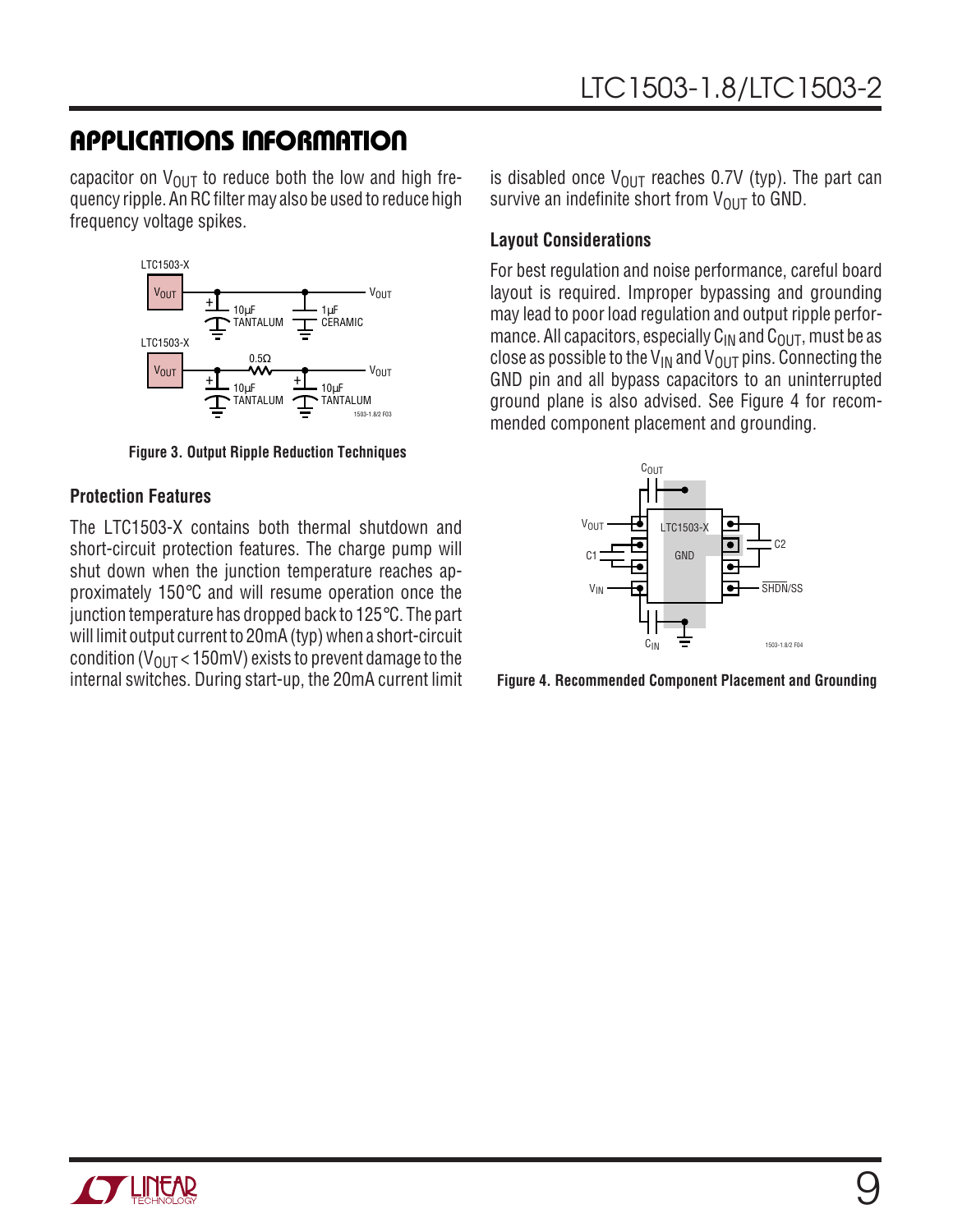## APPLICATIONS INFORMATION

capacitor on $V_{OUT}$ to reduce both the low and high frequency ripple. An RC filter may also be used to reduce high frequency voltage spikes.

**Figure 3. Output Ripple Reduction Techniques**

### Protection Features

The LTC1503-X contains both thermal shutdown and short-circuit protection features. The charge pump will shut down when the junction temperature reaches approximately 150°C and will resume operation once the junction temperature has dropped back to 125°C. The part will limit output current to 20mA (typ) when a short-circuit condition ($V_{OUT}$ < 150mV) exists to prevent damage to the internal switches. During start-up, the 20mA current limit is disabled once $V_{OUT}$ reaches 0.7V (typ). The part can survive an indefinite short from $V_{OUT}$ to GND.

### Layout Considerations

For best regulation and noise performance, careful board layout is required. Improper bypassing and grounding may lead to poor load regulation and output ripple performance. All capacitors, especially $C_{IN}$ and $C_{OUT}$, must be as close as possible to the $V_{IN}$ and $V_{OUT}$ pins. Connecting the GND pin and all bypass capacitors to an uninterrupted ground plane is also advised. See Figure 4 for recommended component placement and grounding.

**Figure 4. Recommended Component Placement and Grounding**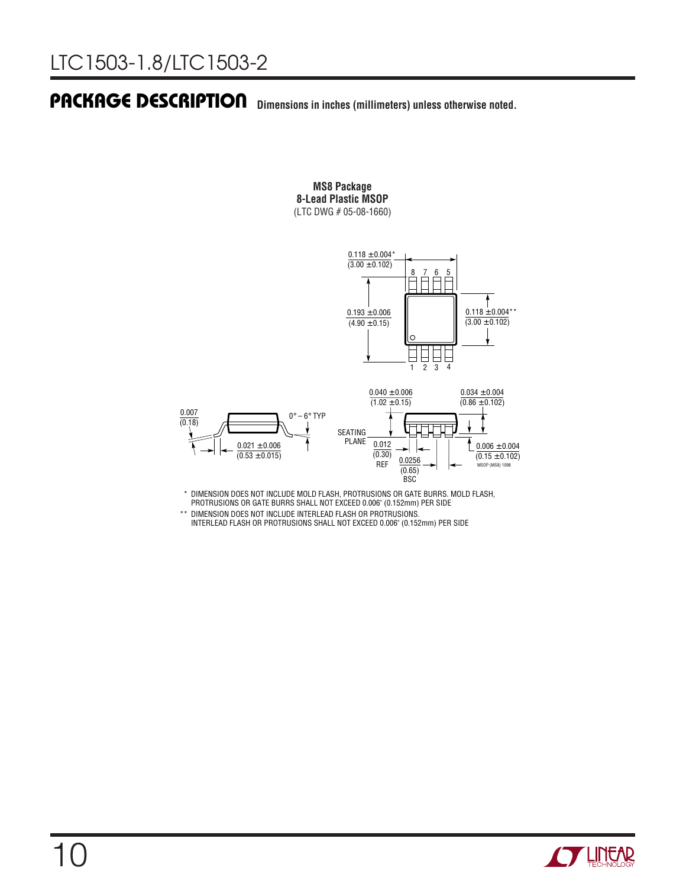## PACKAGE DESCRIPTION

**Dimensions in inches (millimeters) unless otherwise noted.**

**MS8 Package**
**8-Lead Plastic MSOP**
(LTC DWG # 05-08-1660)

0.118 ± 0.004* (3.00 ± 0.102)

0.193 ± 0.006 (4.90 ± 0.15)

0.118 ± 0.004** (3.00 ± 0.102)

0.007 (0.18)

0° – 6° TYP

0.021 ± 0.006 (0.53 ± 0.015)

0.040 ± 0.006 (1.02 ± 0.15)

0.034 ± 0.004 (0.86 ± 0.102)

SEATING PLANE

0.012 (0.30) REF

0.0256 (0.65) BSC

0.006 ± 0.004 (0.15 ± 0.102)

MSOP (MS8) 1098

\* DIMENSION DOES NOT INCLUDE MOLD FLASH, PROTRUSIONS OR GATE BURRS. MOLD FLASH, PROTRUSIONS OR GATE BURRS SHALL NOT EXCEED 0.006" (0.152mm) PER SIDE

\*\* DIMENSION DOES NOT INCLUDE INTERLEAD FLASH OR PROTRUSIONS. INTERLEAD FLASH OR PROTRUSIONS SHALL NOT EXCEED 0.006" (0.152mm) PER SIDE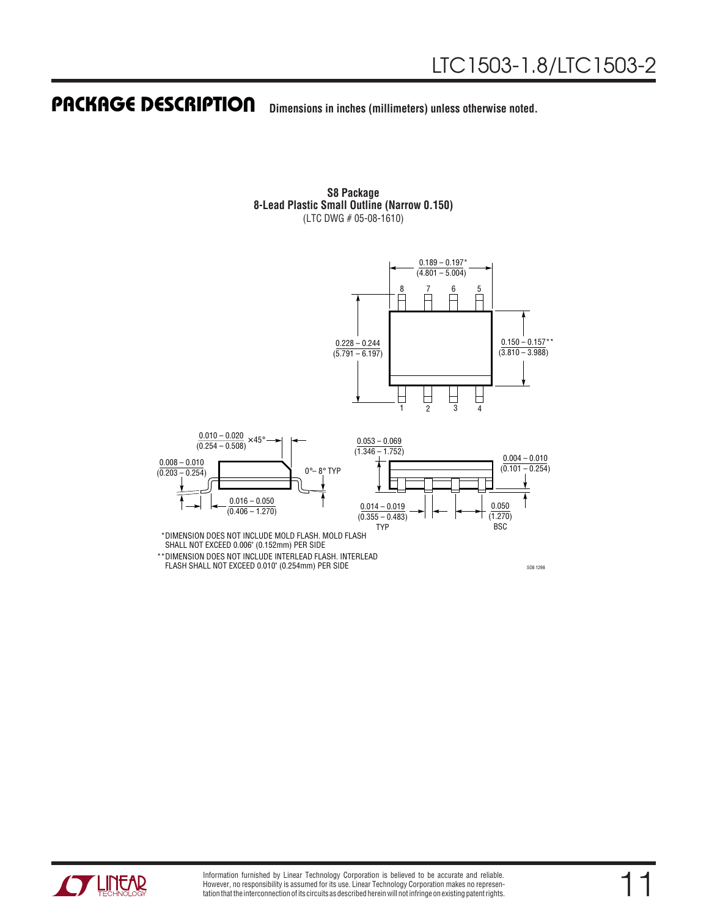## PACKAGE DESCRIPTION

**Dimensions in inches (millimeters) unless otherwise noted.**

**S8 Package**
**8-Lead Plastic Small Outline (Narrow 0.150)**
(LTC DWG # 05-08-1610)

0.189 – 0.197*
(4.801 – 5.004)

8 7 6 5

0.228 – 0.244
(5.791 – 6.197)

0.150 – 0.157**
(3.810 – 3.988)

1 2 3 4

0.010 – 0.020
(0.254 – 0.508) × 45°

0.008 – 0.010
(0.203 – 0.254)

0°– 8° TYP

0.016 – 0.050
(0.406 – 1.270)

0.053 – 0.069
(1.346 – 1.752)

0.004 – 0.010
(0.101 – 0.254)

0.014 – 0.019
(0.355 – 0.483)
TYP

0.050
(1.270)
BSC

*DIMENSION DOES NOT INCLUDE MOLD FLASH. MOLD FLASH SHALL NOT EXCEED 0.006" (0.152mm) PER SIDE

**DIMENSION DOES NOT INCLUDE INTERLEAD FLASH. INTERLEAD FLASH SHALL NOT EXCEED 0.010" (0.254mm) PER SIDE

SO8 1298

Information furnished by Linear Technology Corporation is believed to be accurate and reliable. However, no responsibility is assumed for its use. Linear Technology Corporation makes no representation that the interconnection of its circuits as described herein will not infringe on existing patent rights.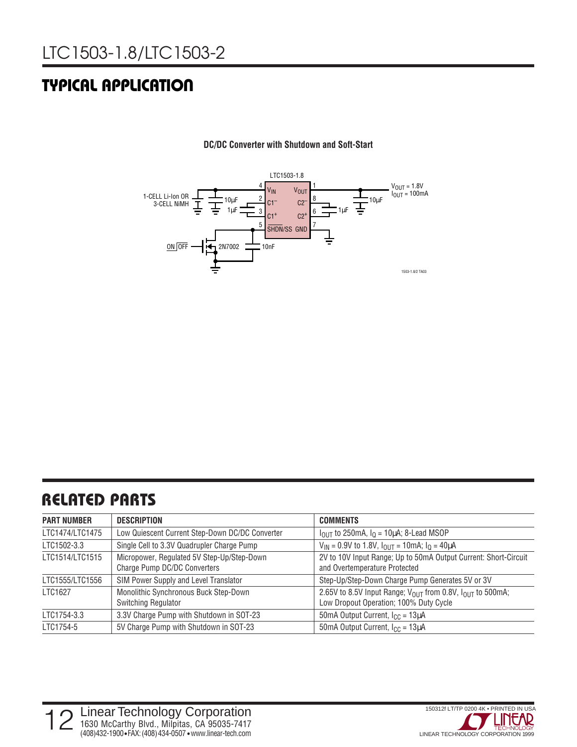## TYPICAL APPLICATION

**DC/DC Converter with Shutdown and Soft-Start**

LTC1503-1.8

1-CELL Li-Ion OR 3-CELL NiMH

10µF

1µF

4 $V_{IN}$

2 $C1^-$

3 $C1^+$

5 $\overline{SHDN}$/SS

$V_{OUT}$ 1

$C2^-$ 8

$C2^+$ 6

GND 7

1µF

10µF

$V_{OUT}$ = 1.8V
$I_{OUT}$ = 100mA

ON $\overline{OFF}$

2N7002

10nF

1503-1.8/2 TA03

## RELATED PARTS

| PART NUMBER | DESCRIPTION | COMMENTS |
|---|---|---|
| LTC1474/LTC1475 | Low Quiescent Current Step-Down DC/DC Converter | $I_{OUT}$ to 250mA, $I_Q$ = 10µA; 8-Lead MSOP |
| LTC1502-3.3 | Single Cell to 3.3V Quadrupler Charge Pump | $V_{IN}$ = 0.9V to 1.8V, $I_{OUT}$ = 10mA; $I_Q$ = 40µA |
| LTC1514/LTC1515 | Micropower, Regulated 5V Step-Up/Step-Down Charge Pump DC/DC Converters | 2V to 10V Input Range; Up to 50mA Output Current: Short-Circuit and Overtemperature Protected |
| LTC1555/LTC1556 | SIM Power Supply and Level Translator | Step-Up/Step-Down Charge Pump Generates 5V or 3V |
| LTC1627 | Monolithic Synchronous Buck Step-Down Switching Regulator | 2.65V to 8.5V Input Range; $V_{OUT}$ from 0.8V, $I_{OUT}$ to 500mA; Low Dropout Operation; 100% Duty Cycle |
| LTC1754-3.3 | 3.3V Charge Pump with Shutdown in SOT-23 | 50mA Output Current, $I_{CC}$ = 13µA |
| LTC1754-5 | 5V Charge Pump with Shutdown in SOT-23 | 50mA Output Current, $I_{CC}$ = 13µA |

Linear Technology Corporation
1630 McCarthy Blvd., Milpitas, CA 95035-7417
(408)432-1900 • FAX: (408) 434-0507 • www.linear-tech.com

150312f LT/TP 0200 4K • PRINTED IN USA

© LINEAR TECHNOLOGY CORPORATION 1999